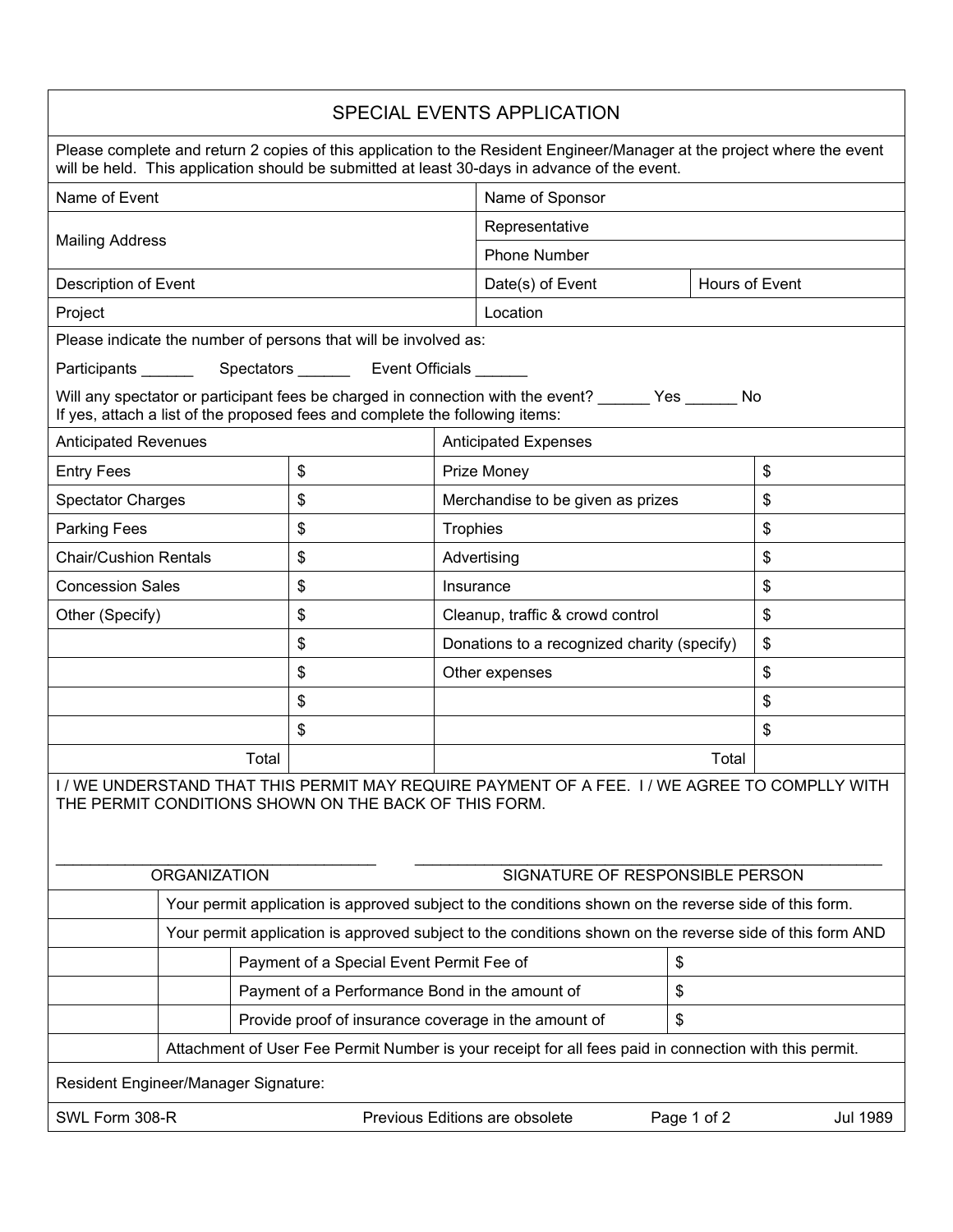# SPECIAL EVENTS APPLICATION

Please complete and return 2 copies of this application to the Resident Engineer/Manager at the project where the event will be held. This application should be submitted at least 30-days in advance of the event.

| | | |
|---|---|---|
| Name of Event | Name of Sponsor | |
| Mailing Address | Representative | |
| | Phone Number | |
| Description of Event | Date(s) of Event | Hours of Event |
| Project | Location | |

Please indicate the number of persons that will be involved as:

Participants ______ Spectators ______ Event Officials ______

Will any spectator or participant fees be charged in connection with the event? ______ Yes ______ No
If yes, attach a list of the proposed fees and complete the following items:

| Anticipated Revenues | | Anticipated Expenses | |
|---|---|---|---|
| Entry Fees | $ | Prize Money | $ |
| Spectator Charges | $ | Merchandise to be given as prizes | $ |
| Parking Fees | $ | Trophies | $ |
| Chair/Cushion Rentals | $ | Advertising | $ |
| Concession Sales | $ | Insurance | $ |
| Other (Specify) | $ | Cleanup, traffic & crowd control | $ |
| | $ | Donations to a recognized charity (specify) | $ |
| | $ | Other expenses | $ |
| | $ | | $ |
| | $ | | $ |
| Total | | Total | |

I / WE UNDERSTAND THAT THIS PERMIT MAY REQUIRE PAYMENT OF A FEE. I / WE AGREE TO COMPLLY WITH THE PERMIT CONDITIONS SHOWN ON THE BACK OF THIS FORM.

_________________________________ ORGANIZATION

_________________________________ SIGNATURE OF RESPONSIBLE PERSON

| | | | |
|---|---|---|---|
| | Your permit application is approved subject to the conditions shown on the reverse side of this form. | | |
| | Your permit application is approved subject to the conditions shown on the reverse side of this form AND | | |
| | | Payment of a Special Event Permit Fee of | $ |
| | | Payment of a Performance Bond in the amount of | $ |
| | | Provide proof of insurance coverage in the amount of | $ |
| | Attachment of User Fee Permit Number is your receipt for all fees paid in connection with this permit. | | |

Resident Engineer/Manager Signature:

SWL Form 308-R Previous Editions are obsolete Jul 1989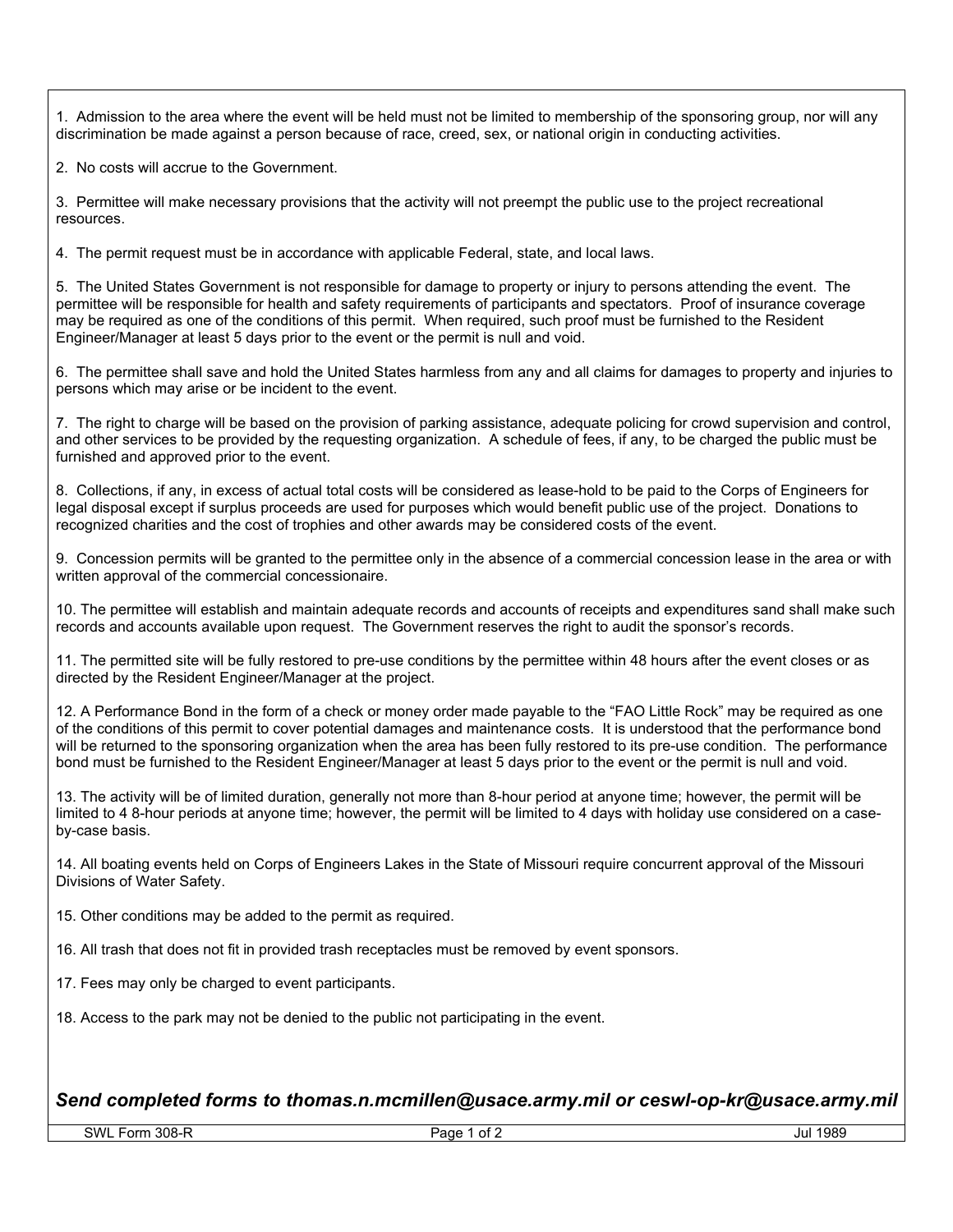1. Admission to the area where the event will be held must not be limited to membership of the sponsoring group, nor will any discrimination be made against a person because of race, creed, sex, or national origin in conducting activities.

2. No costs will accrue to the Government.

3. Permittee will make necessary provisions that the activity will not preempt the public use to the project recreational resources.

4. The permit request must be in accordance with applicable Federal, state, and local laws.

5. The United States Government is not responsible for damage to property or injury to persons attending the event. The permittee will be responsible for health and safety requirements of participants and spectators. Proof of insurance coverage may be required as one of the conditions of this permit. When required, such proof must be furnished to the Resident Engineer/Manager at least 5 days prior to the event or the permit is null and void.

6. The permittee shall save and hold the United States harmless from any and all claims for damages to property and injuries to persons which may arise or be incident to the event.

7. The right to charge will be based on the provision of parking assistance, adequate policing for crowd supervision and control, and other services to be provided by the requesting organization. A schedule of fees, if any, to be charged the public must be furnished and approved prior to the event.

8. Collections, if any, in excess of actual total costs will be considered as lease-hold to be paid to the Corps of Engineers for legal disposal except if surplus proceeds are used for purposes which would benefit public use of the project. Donations to recognized charities and the cost of trophies and other awards may be considered costs of the event.

9. Concession permits will be granted to the permittee only in the absence of a commercial concession lease in the area or with written approval of the commercial concessionaire.

10. The permittee will establish and maintain adequate records and accounts of receipts and expenditures sand shall make such records and accounts available upon request. The Government reserves the right to audit the sponsor's records.

11. The permitted site will be fully restored to pre-use conditions by the permittee within 48 hours after the event closes or as directed by the Resident Engineer/Manager at the project.

12. A Performance Bond in the form of a check or money order made payable to the "FAO Little Rock" may be required as one of the conditions of this permit to cover potential damages and maintenance costs. It is understood that the performance bond will be returned to the sponsoring organization when the area has been fully restored to its pre-use condition. The performance bond must be furnished to the Resident Engineer/Manager at least 5 days prior to the event or the permit is null and void.

13. The activity will be of limited duration, generally not more than 8-hour period at anyone time; however, the permit will be limited to 4 8-hour periods at anyone time; however, the permit will be limited to 4 days with holiday use considered on a case-by-case basis.

14. All boating events held on Corps of Engineers Lakes in the State of Missouri require concurrent approval of the Missouri Divisions of Water Safety.

15. Other conditions may be added to the permit as required.

16. All trash that does not fit in provided trash receptacles must be removed by event sponsors.

17. Fees may only be charged to event participants.

18. Access to the park may not be denied to the public not participating in the event.

***Send completed forms to thomas.n.mcmillen@usace.army.mil or ceswl-op-kr@usace.army.mil***

SWL Form 308-R Jul 1989